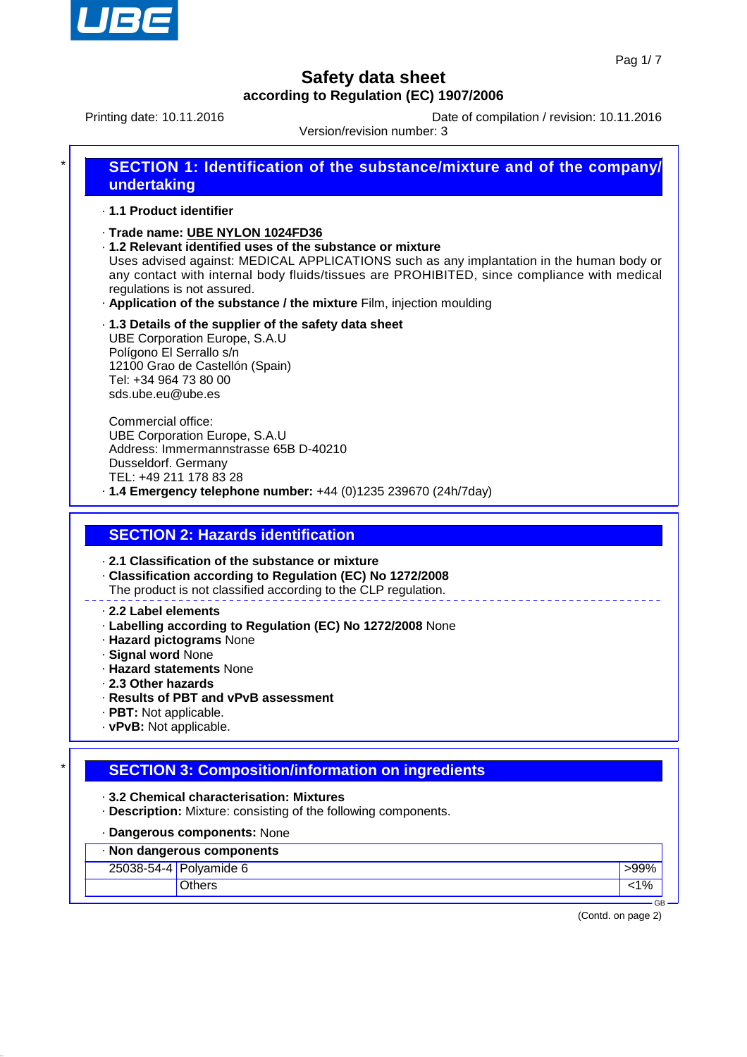# Safety data sheet

**according to Regulation (EC) 1907/2006**

Printing date: 10.11.2016 Date of compilation / revision: 10.11.2016

Version/revision number: 3

## * SECTION 1: Identification of the substance/mixture and of the company/ undertaking

· **1.1 Product identifier**

· **Trade name: UBE NYLON 1024FD36**

· **1.2 Relevant identified uses of the substance or mixture**

Uses advised against: MEDICAL APPLICATIONS such as any implantation in the human body or any contact with internal body fluids/tissues are PROHIBITED, since compliance with medical regulations is not assured.

· **Application of the substance / the mixture** Film, injection moulding

· **1.3 Details of the supplier of the safety data sheet**

UBE Corporation Europe, S.A.U
Polígono El Serrallo s/n
12100 Grao de Castellón (Spain)
Tel: +34 964 73 80 00
sds.ube.eu@ube.es

Commercial office:
UBE Corporation Europe, S.A.U
Address: Immermannstrasse 65B D-40210
Dusseldorf. Germany
TEL: +49 211 178 83 28

· **1.4 Emergency telephone number:** +44 (0)1235 239670 (24h/7day)

## SECTION 2: Hazards identification

· **2.1 Classification of the substance or mixture**

· **Classification according to Regulation (EC) No 1272/2008**

The product is not classified according to the CLP regulation.

· **2.2 Label elements**

· **Labelling according to Regulation (EC) No 1272/2008** None

· **Hazard pictograms** None

· **Signal word** None

· **Hazard statements** None

· **2.3 Other hazards**

· **Results of PBT and vPvB assessment**

· **PBT:** Not applicable.

· **vPvB:** Not applicable.

## * SECTION 3: Composition/information on ingredients

· **3.2 Chemical characterisation: Mixtures**

· **Description:** Mixture: consisting of the following components.

· **Dangerous components:** None

| · **Non dangerous components** | | |
|---|---|---|
| 25038-54-4 | Polyamide 6 | >99% |
| | Others | <1% |

(Contd. on page 2)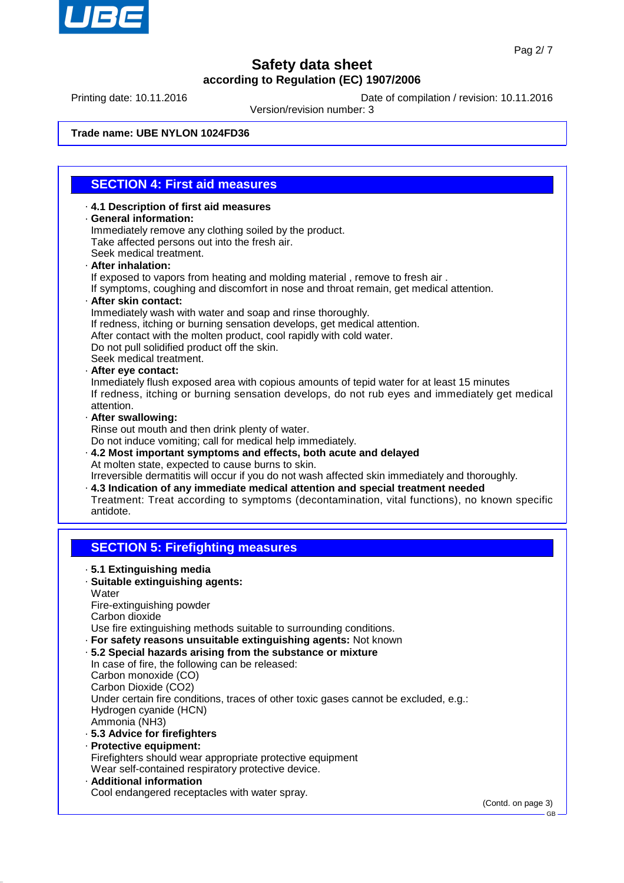Trade name: **UBE NYLON 1024FD36**

## SECTION 4: First aid measures

· **4.1 Description of first aid measures**

· **General information:**
Immediately remove any clothing soiled by the product.
Take affected persons out into the fresh air.
Seek medical treatment.

· **After inhalation:**
If exposed to vapors from heating and molding material , remove to fresh air .
If symptoms, coughing and discomfort in nose and throat remain, get medical attention.

· **After skin contact:**
Immediately wash with water and soap and rinse thoroughly.
If redness, itching or burning sensation develops, get medical attention.
After contact with the molten product, cool rapidly with cold water.
Do not pull solidified product off the skin.
Seek medical treatment.

· **After eye contact:**
Inmediately flush exposed area with copious amounts of tepid water for at least 15 minutes
If redness, itching or burning sensation develops, do not rub eyes and immediately get medical attention.

· **After swallowing:**
Rinse out mouth and then drink plenty of water.
Do not induce vomiting; call for medical help immediately.

· **4.2 Most important symptoms and effects, both acute and delayed**
At molten state, expected to cause burns to skin.
Irreversible dermatitis will occur if you do not wash affected skin immediately and thoroughly.

· **4.3 Indication of any immediate medical attention and special treatment needed**
Treatment: Treat according to symptoms (decontamination, vital functions), no known specific antidote.

## SECTION 5: Firefighting measures

· **5.1 Extinguishing media**

· **Suitable extinguishing agents:**
Water
Fire-extinguishing powder
Carbon dioxide
Use fire extinguishing methods suitable to surrounding conditions.

· **For safety reasons unsuitable extinguishing agents:** Not known

· **5.2 Special hazards arising from the substance or mixture**
In case of fire, the following can be released:
Carbon monoxide (CO)
Carbon Dioxide ($CO_2$)
Under certain fire conditions, traces of other toxic gases cannot be excluded, e.g.:
Hydrogen cyanide (HCN)
Ammonia ($NH_3$)

· **5.3 Advice for firefighters**

· **Protective equipment:**
Firefighters should wear appropriate protective equipment
Wear self-contained respiratory protective device.

· **Additional information**
Cool endangered receptacles with water spray.

(Contd. on page 3)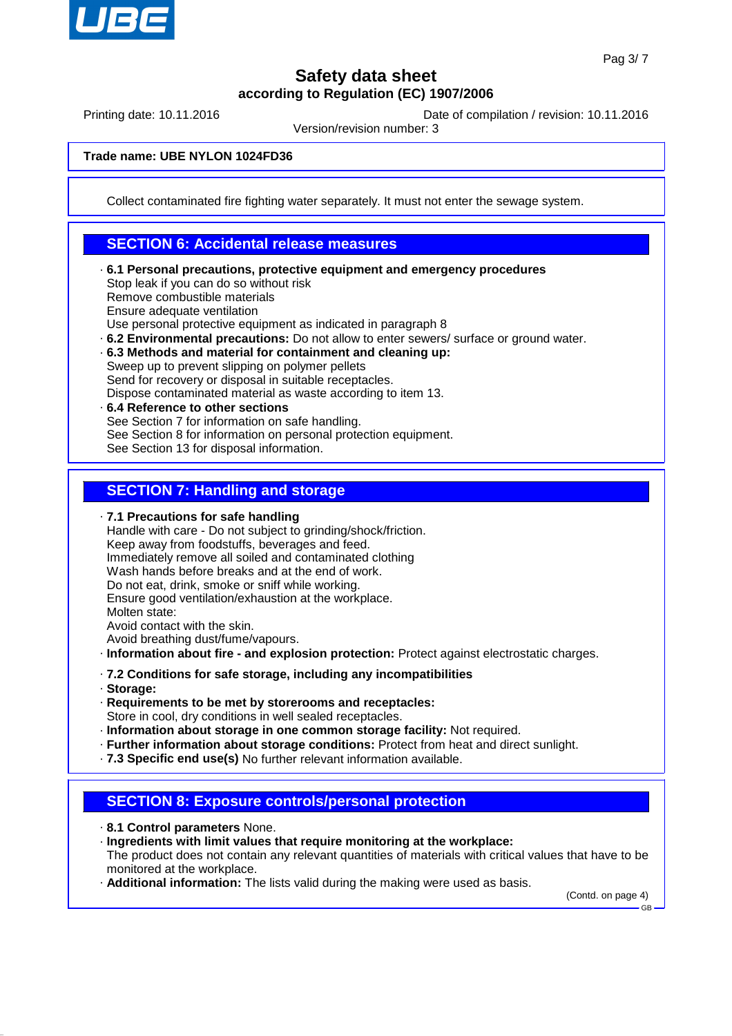# Safety data sheet
### according to Regulation (EC) 1907/2006

Printing date: 10.11.2016 | Date of compilation / revision: 10.11.2016
Version/revision number: 3

**Trade name: UBE NYLON 1024FD36**

Collect contaminated fire fighting water separately. It must not enter the sewage system.

## SECTION 6: Accidental release measures

- **6.1 Personal precautions, protective equipment and emergency procedures**
  Stop leak if you can do so without risk
  Remove combustible materials
  Ensure adequate ventilation
  Use personal protective equipment as indicated in paragraph 8
- **6.2 Environmental precautions:** Do not allow to enter sewers/ surface or ground water.
- **6.3 Methods and material for containment and cleaning up:**
  Sweep up to prevent slipping on polymer pellets
  Send for recovery or disposal in suitable receptacles.
  Dispose contaminated material as waste according to item 13.
- **6.4 Reference to other sections**
  See Section 7 for information on safe handling.
  See Section 8 for information on personal protection equipment.
  See Section 13 for disposal information.

## SECTION 7: Handling and storage

- **7.1 Precautions for safe handling**
  Handle with care - Do not subject to grinding/shock/friction.
  Keep away from foodstuffs, beverages and feed.
  Immediately remove all soiled and contaminated clothing
  Wash hands before breaks and at the end of work.
  Do not eat, drink, smoke or sniff while working.
  Ensure good ventilation/exhaustion at the workplace.
  Molten state:
  Avoid contact with the skin.
  Avoid breathing dust/fume/vapours.
- **Information about fire - and explosion protection:** Protect against electrostatic charges.

- **7.2 Conditions for safe storage, including any incompatibilities**
- **Storage:**
- **Requirements to be met by storerooms and receptacles:**
  Store in cool, dry conditions in well sealed receptacles.
- **Information about storage in one common storage facility:** Not required.
- **Further information about storage conditions:** Protect from heat and direct sunlight.
- **7.3 Specific end use(s)** No further relevant information available.

## SECTION 8: Exposure controls/personal protection

- **8.1 Control parameters** None.
- **Ingredients with limit values that require monitoring at the workplace:**
  The product does not contain any relevant quantities of materials with critical values that have to be monitored at the workplace.
- **Additional information:** The lists valid during the making were used as basis.

(Contd. on page 4)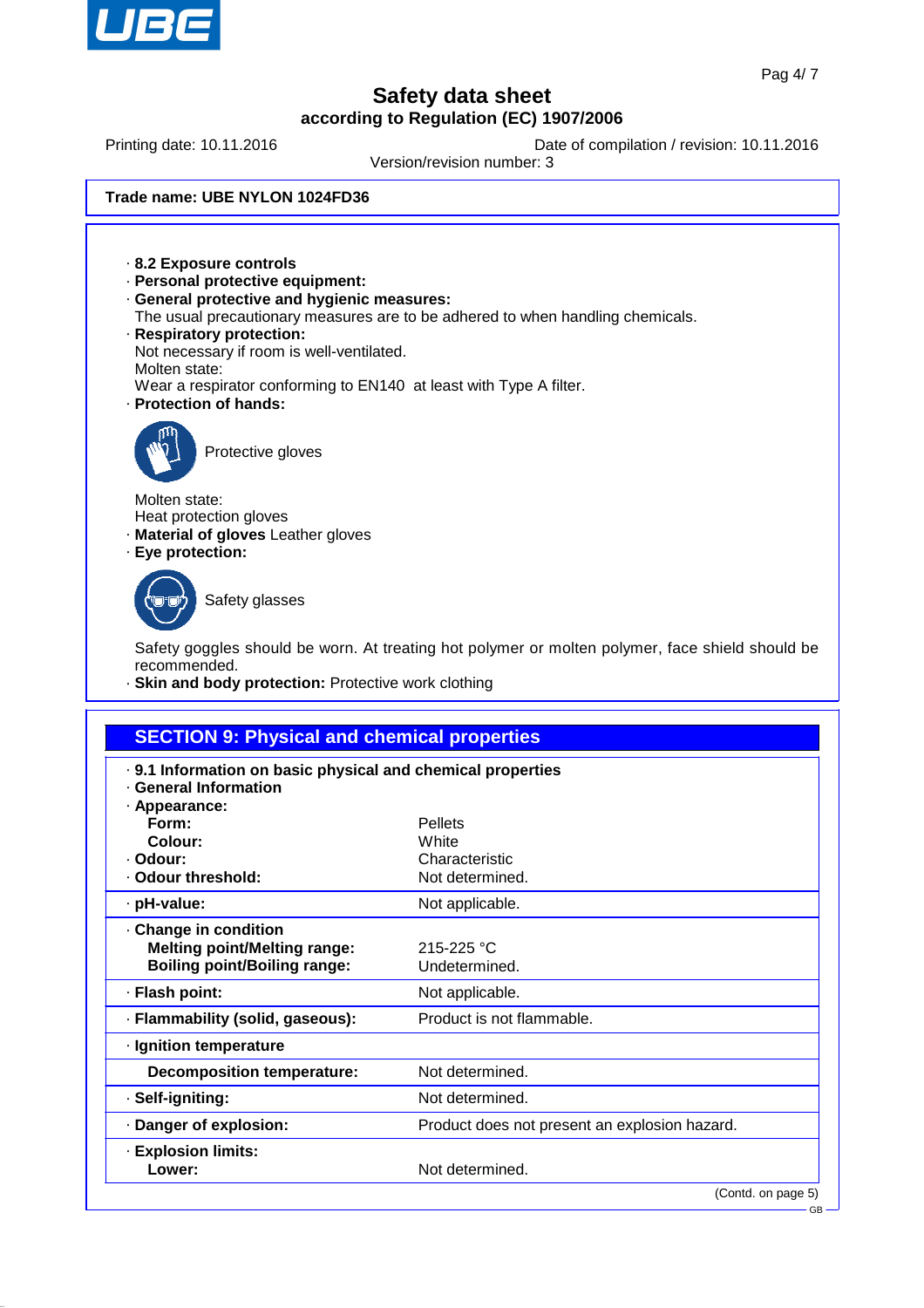**Safety data sheet**
**according to Regulation (EC) 1907/2006**

Printing date: 10.11.2016 | Date of compilation / revision: 10.11.2016
Version/revision number: 3

**Trade name: UBE NYLON 1024FD36**

· **8.2 Exposure controls**
· **Personal protective equipment:**
· **General protective and hygienic measures:**
The usual precautionary measures are to be adhered to when handling chemicals.
· **Respiratory protection:**
Not necessary if room is well-ventilated.
Molten state:
Wear a respirator conforming to EN140 at least with Type A filter.
· **Protection of hands:**

Protective gloves

Molten state:
Heat protection gloves
· **Material of gloves** Leather gloves
· **Eye protection:**

Safety glasses

Safety goggles should be worn. At treating hot polymer or molten polymer, face shield should be recommended.
· **Skin and body protection:** Protective work clothing

## SECTION 9: Physical and chemical properties

· **9.1 Information on basic physical and chemical properties**
· **General Information**

| Property | Value |
|---|---|
| · **Appearance:** | |
| **Form:** | Pellets |
| **Colour:** | White |
| · **Odour:** | Characteristic |
| · **Odour threshold:** | Not determined. |
| · **pH-value:** | Not applicable. |
| · **Change in condition** | |
| **Melting point/Melting range:** | 215-225 °C |
| **Boiling point/Boiling range:** | Undetermined. |
| · **Flash point:** | Not applicable. |
| · **Flammability (solid, gaseous):** | Product is not flammable. |
| · **Ignition temperature** | |
| **Decomposition temperature:** | Not determined. |
| · **Self-igniting:** | Not determined. |
| · **Danger of explosion:** | Product does not present an explosion hazard. |
| · **Explosion limits:** | |
| **Lower:** | Not determined. |

(Contd. on page 5)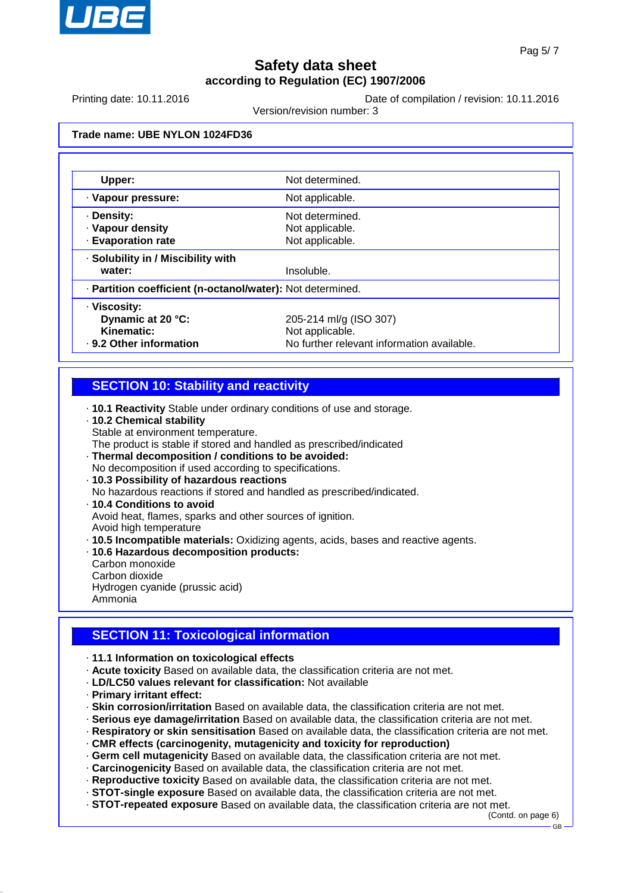# Safety data sheet

**according to Regulation (EC) 1907/2006**

Printing date: 10.11.2016 Date of compilation / revision: 10.11.2016

Version/revision number: 3

**Trade name: UBE NYLON 1024FD36**

| | |
|---|---|
| **Upper:** | Not determined. |
| · **Vapour pressure:** | Not applicable. |
| · **Density:**<br>· **Vapour density**<br>· **Evaporation rate** | Not determined.<br>Not applicable.<br>Not applicable. |
| · **Solubility in / Miscibility with water:** | Insoluble. |
| · **Partition coefficient (n-octanol/water):** | Not determined. |
| · **Viscosity:**<br>**Dynamic at 20 °C:**<br>**Kinematic:**<br>· **9.2 Other information** | <br>205-214 ml/g (ISO 307)<br>Not applicable.<br>No further relevant information available. |

## SECTION 10: Stability and reactivity

· **10.1 Reactivity** Stable under ordinary conditions of use and storage.
· **10.2 Chemical stability**
Stable at environment temperature.
The product is stable if stored and handled as prescribed/indicated
· **Thermal decomposition / conditions to be avoided:**
No decomposition if used according to specifications.
· **10.3 Possibility of hazardous reactions**
No hazardous reactions if stored and handled as prescribed/indicated.
· **10.4 Conditions to avoid**
Avoid heat, flames, sparks and other sources of ignition.
Avoid high temperature
· **10.5 Incompatible materials:** Oxidizing agents, acids, bases and reactive agents.
· **10.6 Hazardous decomposition products:**
Carbon monoxide
Carbon dioxide
Hydrogen cyanide (prussic acid)
Ammonia

## SECTION 11: Toxicological information

· **11.1 Information on toxicological effects**
· **Acute toxicity** Based on available data, the classification criteria are not met.
· **LD/LC50 values relevant for classification:** Not available
· **Primary irritant effect:**
· **Skin corrosion/irritation** Based on available data, the classification criteria are not met.
· **Serious eye damage/irritation** Based on available data, the classification criteria are not met.
· **Respiratory or skin sensitisation** Based on available data, the classification criteria are not met.
· **CMR effects (carcinogenity, mutagenicity and toxicity for reproduction)**
· **Germ cell mutagenicity** Based on available data, the classification criteria are not met.
· **Carcinogenicity** Based on available data, the classification criteria are not met.
· **Reproductive toxicity** Based on available data, the classification criteria are not met.
· **STOT-single exposure** Based on available data, the classification criteria are not met.
· **STOT-repeated exposure** Based on available data, the classification criteria are not met.

(Contd. on page 6)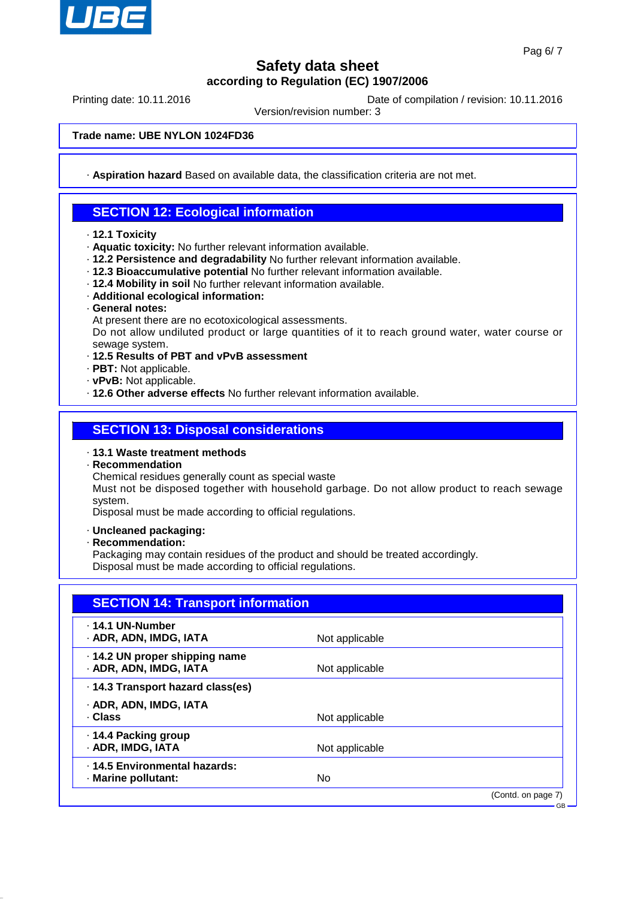**Trade name: UBE NYLON 1024FD36**

· **Aspiration hazard** Based on available data, the classification criteria are not met.

## SECTION 12: Ecological information

· **12.1 Toxicity**
· **Aquatic toxicity:** No further relevant information available.
· **12.2 Persistence and degradability** No further relevant information available.
· **12.3 Bioaccumulative potential** No further relevant information available.
· **12.4 Mobility in soil** No further relevant information available.
· **Additional ecological information:**
· **General notes:**
At present there are no ecotoxicological assessments.
Do not allow undiluted product or large quantities of it to reach ground water, water course or sewage system.
· **12.5 Results of PBT and vPvB assessment**
· **PBT:** Not applicable.
· **vPvB:** Not applicable.
· **12.6 Other adverse effects** No further relevant information available.

## SECTION 13: Disposal considerations

· **13.1 Waste treatment methods**
· **Recommendation**
Chemical residues generally count as special waste
Must not be disposed together with household garbage. Do not allow product to reach sewage system.
Disposal must be made according to official regulations.

· **Uncleaned packaging:**
· **Recommendation:**
Packaging may contain residues of the product and should be treated accordingly.
Disposal must be made according to official regulations.

## SECTION 14: Transport information

| | |
|---|---|
| · **14.1 UN-Number**<br>· **ADR, ADN, IMDG, IATA** | Not applicable |
| · **14.2 UN proper shipping name**<br>· **ADR, ADN, IMDG, IATA** | Not applicable |
| · **14.3 Transport hazard class(es)**<br>· **ADR, ADN, IMDG, IATA**<br>· **Class** | Not applicable |
| · **14.4 Packing group**<br>· **ADR, IMDG, IATA** | Not applicable |
| · **14.5 Environmental hazards:**<br>· **Marine pollutant:** | No |

(Contd. on page 7)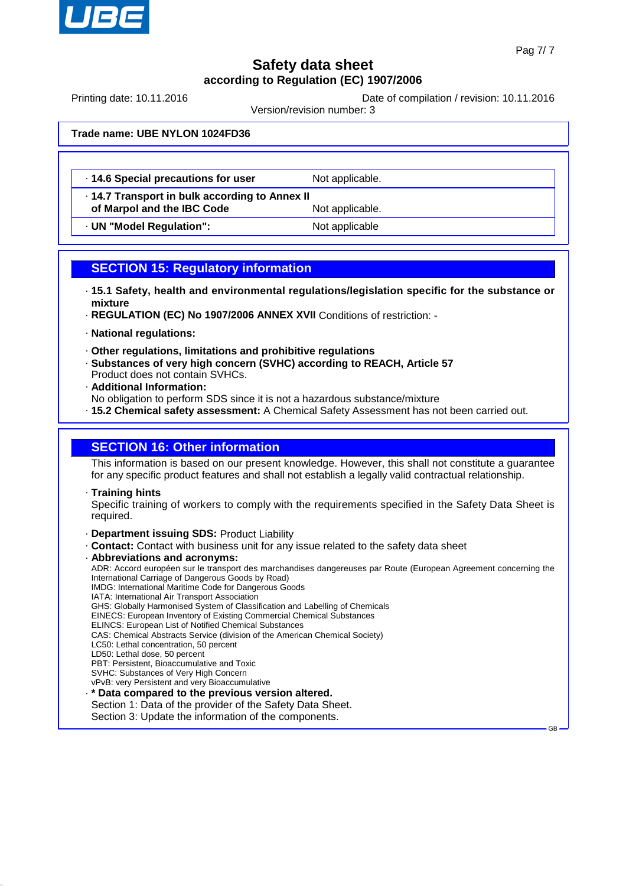**Trade name: UBE NYLON 1024FD36**

| | |
|---|---|
| · **14.6 Special precautions for user** | Not applicable. |
| · **14.7 Transport in bulk according to Annex II of Marpol and the IBC Code** | Not applicable. |
| · **UN "Model Regulation":** | Not applicable |

## SECTION 15: Regulatory information

· **15.1 Safety, health and environmental regulations/legislation specific for the substance or mixture**

· **REGULATION (EC) No 1907/2006 ANNEX XVII** Conditions of restriction: -

· **National regulations:**

· **Other regulations, limitations and prohibitive regulations**

· **Substances of very high concern (SVHC) according to REACH, Article 57**
Product does not contain SVHCs.

· **Additional Information:**
No obligation to perform SDS since it is not a hazardous substance/mixture

· **15.2 Chemical safety assessment:** A Chemical Safety Assessment has not been carried out.

## SECTION 16: Other information

This information is based on our present knowledge. However, this shall not constitute a guarantee for any specific product features and shall not establish a legally valid contractual relationship.

· **Training hints**
Specific training of workers to comply with the requirements specified in the Safety Data Sheet is required.

· **Department issuing SDS:** Product Liability

· **Contact:** Contact with business unit for any issue related to the safety data sheet

· **Abbreviations and acronyms:**
ADR: Accord européen sur le transport des marchandises dangereuses par Route (European Agreement concerning the International Carriage of Dangerous Goods by Road)
IMDG: International Maritime Code for Dangerous Goods
IATA: International Air Transport Association
GHS: Globally Harmonised System of Classification and Labelling of Chemicals
EINECS: European Inventory of Existing Commercial Chemical Substances
ELINCS: European List of Notified Chemical Substances
CAS: Chemical Abstracts Service (division of the American Chemical Society)
LC50: Lethal concentration, 50 percent
LD50: Lethal dose, 50 percent
PBT: Persistent, Bioaccumulative and Toxic
SVHC: Substances of Very High Concern
vPvB: very Persistent and very Bioaccumulative

· **\* Data compared to the previous version altered.**
Section 1: Data of the provider of the Safety Data Sheet.
Section 3: Update the information of the components.